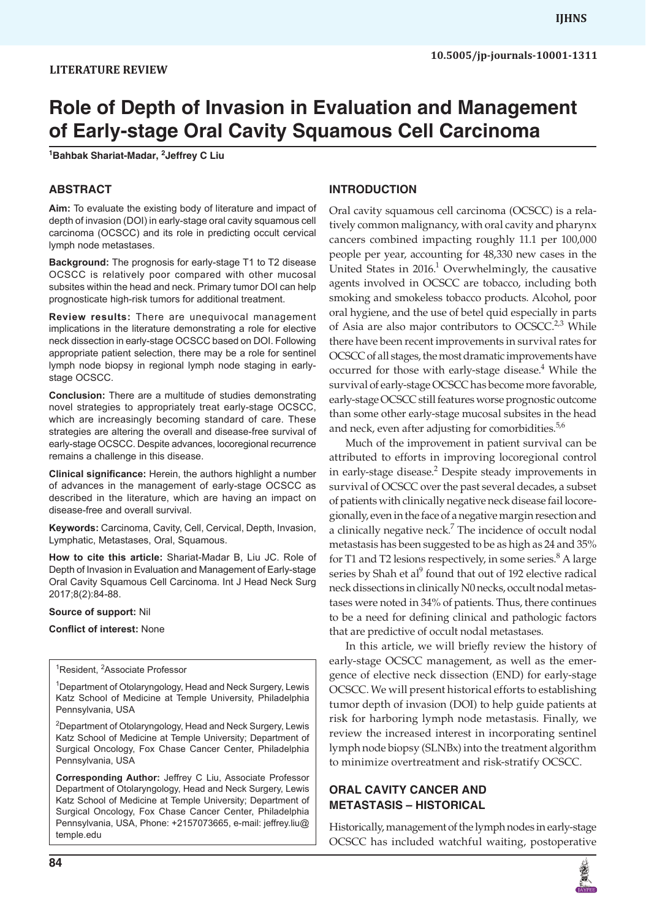LITERATURE REVIEW

10.5005/jp-journals-10001-1311

# Role of Depth of Invasion in Evaluation and Management of Early-stage Oral Cavity Squamous Cell Carcinoma

[1]Bahbak Shariat-Madar, [2]Jeffrey C Liu

## ABSTRACT

**Aim:** To evaluate the existing body of literature and impact of depth of invasion (DOI) in early-stage oral cavity squamous cell carcinoma (OCSCC) and its role in predicting occult cervical lymph node metastases.

**Background:** The prognosis for early-stage T1 to T2 disease OCSCC is relatively poor compared with other mucosal subsites within the head and neck. Primary tumor DOI can help prognosticate high-risk tumors for additional treatment.

**Review results:** There are unequivocal management implications in the literature demonstrating a role for elective neck dissection in early-stage OCSCC based on DOI. Following appropriate patient selection, there may be a role for sentinel lymph node biopsy in regional lymph node staging in early-stage OCSCC.

**Conclusion:** There are a multitude of studies demonstrating novel strategies to appropriately treat early-stage OCSCC, which are increasingly becoming standard of care. These strategies are altering the overall and disease-free survival of early-stage OCSCC. Despite advances, locoregional recurrence remains a challenge in this disease.

**Clinical significance:** Herein, the authors highlight a number of advances in the management of early-stage OCSCC as described in the literature, which are having an impact on disease-free and overall survival.

**Keywords:** Carcinoma, Cavity, Cell, Cervical, Depth, Invasion, Lymphatic, Metastases, Oral, Squamous.

**How to cite this article:** Shariat-Madar B, Liu JC. Role of Depth of Invasion in Evaluation and Management of Early-stage Oral Cavity Squamous Cell Carcinoma. Int J Head Neck Surg 2017;8(2):84-88.

**Source of support:** Nil

**Conflict of interest:** None

[1]Resident, [2]Associate Professor

[1]Department of Otolaryngology, Head and Neck Surgery, Lewis Katz School of Medicine at Temple University, Philadelphia Pennsylvania, USA

[2]Department of Otolaryngology, Head and Neck Surgery, Lewis Katz School of Medicine at Temple University; Department of Surgical Oncology, Fox Chase Cancer Center, Philadelphia Pennsylvania, USA

**Corresponding Author:** Jeffrey C Liu, Associate Professor Department of Otolaryngology, Head and Neck Surgery, Lewis Katz School of Medicine at Temple University; Department of Surgical Oncology, Fox Chase Cancer Center, Philadelphia Pennsylvania, USA, Phone: +2157073665, e-mail: jeffrey.liu@temple.edu

## INTRODUCTION

Oral cavity squamous cell carcinoma (OCSCC) is a relatively common malignancy, with oral cavity and pharynx cancers combined impacting roughly 11.1 per 100,000 people per year, accounting for 48,330 new cases in the United States in 2016.[1] Overwhelmingly, the causative agents involved in OCSCC are tobacco, including both smoking and smokeless tobacco products. Alcohol, poor oral hygiene, and the use of betel quid especially in parts of Asia are also major contributors to OCSCC.[2,3] While there have been recent improvements in survival rates for OCSCC of all stages, the most dramatic improvements have occurred for those with early-stage disease.[4] While the survival of early-stage OCSCC has become more favorable, early-stage OCSCC still features worse prognostic outcome than some other early-stage mucosal subsites in the head and neck, even after adjusting for comorbidities.[5,6]

Much of the improvement in patient survival can be attributed to efforts in improving locoregional control in early-stage disease.[2] Despite steady improvements in survival of OCSCC over the past several decades, a subset of patients with clinically negative neck disease fail locoregionally, even in the face of a negative margin resection and a clinically negative neck.[7] The incidence of occult nodal metastasis has been suggested to be as high as 24 and 35% for T1 and T2 lesions respectively, in some series.[8] A large series by Shah et al[9] found that out of 192 elective radical neck dissections in clinically N0 necks, occult nodal metastases were noted in 34% of patients. Thus, there continues to be a need for defining clinical and pathologic factors that are predictive of occult nodal metastases.

In this article, we will briefly review the history of early-stage OCSCC management, as well as the emergence of elective neck dissection (END) for early-stage OCSCC. We will present historical efforts to establishing tumor depth of invasion (DOI) to help guide patients at risk for harboring lymph node metastasis. Finally, we review the increased interest in incorporating sentinel lymph node biopsy (SLNBx) into the treatment algorithm to minimize overtreatment and risk-stratify OCSCC.

## ORAL CAVITY CANCER AND METASTASIS – HISTORICAL

Historically, management of the lymph nodes in early-stage OCSCC has included watchful waiting, postoperative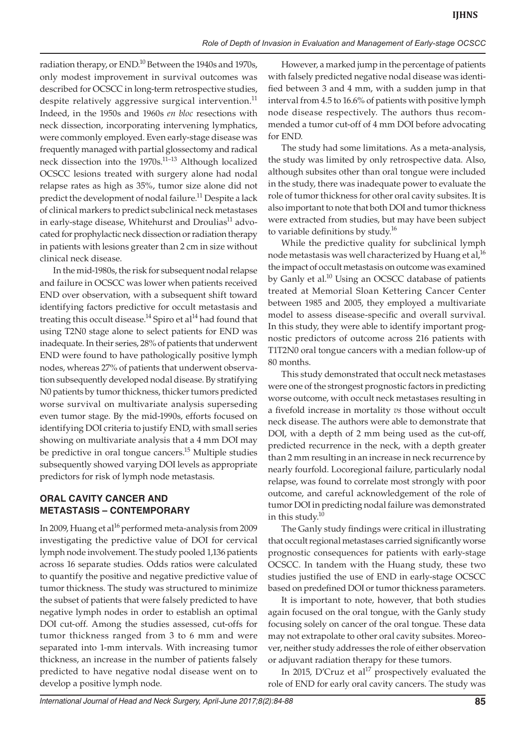radiation therapy, or END.[10] Between the 1940s and 1970s, only modest improvement in survival outcomes was described for OCSCC in long-term retrospective studies, despite relatively aggressive surgical intervention.[11] Indeed, in the 1950s and 1960s *en bloc* resections with neck dissection, incorporating intervening lymphatics, were commonly employed. Even early-stage disease was frequently managed with partial glossectomy and radical neck dissection into the 1970s.[11–13] Although localized OCSCC lesions treated with surgery alone had nodal relapse rates as high as 35%, tumor size alone did not predict the development of nodal failure.[11] Despite a lack of clinical markers to predict subclinical neck metastases in early-stage disease, Whitehurst and Droulias[11] advocated for prophylactic neck dissection or radiation therapy in patients with lesions greater than 2 cm in size without clinical neck disease.

In the mid-1980s, the risk for subsequent nodal relapse and failure in OCSCC was lower when patients received END over observation, with a subsequent shift toward identifying factors predictive for occult metastasis and treating this occult disease.[14] Spiro et al[14] had found that using T2N0 stage alone to select patients for END was inadequate. In their series, 28% of patients that underwent END were found to have pathologically positive lymph nodes, whereas 27% of patients that underwent observation subsequently developed nodal disease. By stratifying N0 patients by tumor thickness, thicker tumors predicted worse survival on multivariate analysis superseding even tumor stage. By the mid-1990s, efforts focused on identifying DOI criteria to justify END, with small series showing on multivariate analysis that a 4 mm DOI may be predictive in oral tongue cancers.[15] Multiple studies subsequently showed varying DOI levels as appropriate predictors for risk of lymph node metastasis.

## ORAL CAVITY CANCER AND METASTASIS – CONTEMPORARY

In 2009, Huang et al[16] performed meta-analysis from 2009 investigating the predictive value of DOI for cervical lymph node involvement. The study pooled 1,136 patients across 16 separate studies. Odds ratios were calculated to quantify the positive and negative predictive value of tumor thickness. The study was structured to minimize the subset of patients that were falsely predicted to have negative lymph nodes in order to establish an optimal DOI cut-off. Among the studies assessed, cut-offs for tumor thickness ranged from 3 to 6 mm and were separated into 1-mm intervals. With increasing tumor thickness, an increase in the number of patients falsely predicted to have negative nodal disease went on to develop a positive lymph node.

However, a marked jump in the percentage of patients with falsely predicted negative nodal disease was identified between 3 and 4 mm, with a sudden jump in that interval from 4.5 to 16.6% of patients with positive lymph node disease respectively. The authors thus recommended a tumor cut-off of 4 mm DOI before advocating for END.

The study had some limitations. As a meta-analysis, the study was limited by only retrospective data. Also, although subsites other than oral tongue were included in the study, there was inadequate power to evaluate the role of tumor thickness for other oral cavity subsites. It is also important to note that both DOI and tumor thickness were extracted from studies, but may have been subject to variable definitions by study.[16]

While the predictive quality for subclinical lymph node metastasis was well characterized by Huang et al,[16] the impact of occult metastasis on outcome was examined by Ganly et al.[10] Using an OCSCC database of patients treated at Memorial Sloan Kettering Cancer Center between 1985 and 2005, they employed a multivariate model to assess disease-specific and overall survival. In this study, they were able to identify important prognostic predictors of outcome across 216 patients with T1T2N0 oral tongue cancers with a median follow-up of 80 months.

This study demonstrated that occult neck metastases were one of the strongest prognostic factors in predicting worse outcome, with occult neck metastases resulting in a fivefold increase in mortality *vs* those without occult neck disease. The authors were able to demonstrate that DOI, with a depth of 2 mm being used as the cut-off, predicted recurrence in the neck, with a depth greater than 2 mm resulting in an increase in neck recurrence by nearly fourfold. Locoregional failure, particularly nodal relapse, was found to correlate most strongly with poor outcome, and careful acknowledgement of the role of tumor DOI in predicting nodal failure was demonstrated in this study.[10]

The Ganly study findings were critical in illustrating that occult regional metastases carried significantly worse prognostic consequences for patients with early-stage OCSCC. In tandem with the Huang study, these two studies justified the use of END in early-stage OCSCC based on predefined DOI or tumor thickness parameters.

It is important to note, however, that both studies again focused on the oral tongue, with the Ganly study focusing solely on cancer of the oral tongue. These data may not extrapolate to other oral cavity subsites. Moreover, neither study addresses the role of either observation or adjuvant radiation therapy for these tumors.

In 2015, D'Cruz et al[17] prospectively evaluated the role of END for early oral cavity cancers. The study was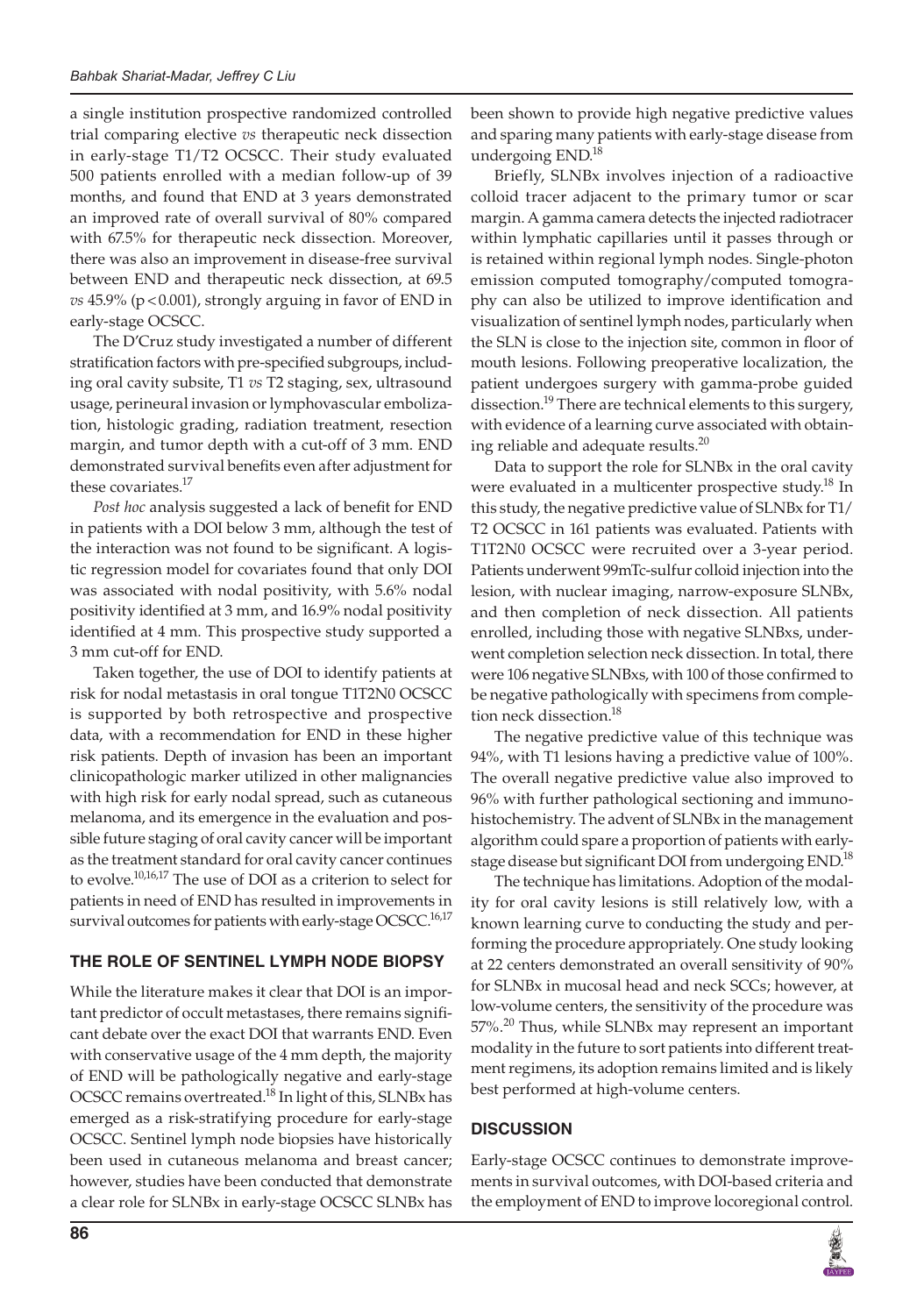a single institution prospective randomized controlled trial comparing elective *vs* therapeutic neck dissection in early-stage T1/T2 OCSCC. Their study evaluated 500 patients enrolled with a median follow-up of 39 months, and found that END at 3 years demonstrated an improved rate of overall survival of 80% compared with 67.5% for therapeutic neck dissection. Moreover, there was also an improvement in disease-free survival between END and therapeutic neck dissection, at 69.5 *vs* 45.9% ($p < 0.001$), strongly arguing in favor of END in early-stage OCSCC.

The D'Cruz study investigated a number of different stratification factors with pre-specified subgroups, including oral cavity subsite, T1 *vs* T2 staging, sex, ultrasound usage, perineural invasion or lymphovascular embolization, histologic grading, radiation treatment, resection margin, and tumor depth with a cut-off of 3 mm. END demonstrated survival benefits even after adjustment for these covariates.[17]

*Post hoc* analysis suggested a lack of benefit for END in patients with a DOI below 3 mm, although the test of the interaction was not found to be significant. A logistic regression model for covariates found that only DOI was associated with nodal positivity, with 5.6% nodal positivity identified at 3 mm, and 16.9% nodal positivity identified at 4 mm. This prospective study supported a 3 mm cut-off for END.

Taken together, the use of DOI to identify patients at risk for nodal metastasis in oral tongue T1T2N0 OCSCC is supported by both retrospective and prospective data, with a recommendation for END in these higher risk patients. Depth of invasion has been an important clinicopathologic marker utilized in other malignancies with high risk for early nodal spread, such as cutaneous melanoma, and its emergence in the evaluation and possible future staging of oral cavity cancer will be important as the treatment standard for oral cavity cancer continues to evolve.[10,16,17] The use of DOI as a criterion to select for patients in need of END has resulted in improvements in survival outcomes for patients with early-stage OCSCC.[16,17]

## THE ROLE OF SENTINEL LYMPH NODE BIOPSY

While the literature makes it clear that DOI is an important predictor of occult metastases, there remains significant debate over the exact DOI that warrants END. Even with conservative usage of the 4 mm depth, the majority of END will be pathologically negative and early-stage OCSCC remains overtreated.[18] In light of this, SLNBx has emerged as a risk-stratifying procedure for early-stage OCSCC. Sentinel lymph node biopsies have historically been used in cutaneous melanoma and breast cancer; however, studies have been conducted that demonstrate a clear role for SLNBx in early-stage OCSCC SLNBx has been shown to provide high negative predictive values and sparing many patients with early-stage disease from undergoing END.[18]

Briefly, SLNBx involves injection of a radioactive colloid tracer adjacent to the primary tumor or scar margin. A gamma camera detects the injected radiotracer within lymphatic capillaries until it passes through or is retained within regional lymph nodes. Single-photon emission computed tomography/computed tomography can also be utilized to improve identification and visualization of sentinel lymph nodes, particularly when the SLN is close to the injection site, common in floor of mouth lesions. Following preoperative localization, the patient undergoes surgery with gamma-probe guided dissection.[19] There are technical elements to this surgery, with evidence of a learning curve associated with obtaining reliable and adequate results.[20]

Data to support the role for SLNBx in the oral cavity were evaluated in a multicenter prospective study.[18] In this study, the negative predictive value of SLNBx for T1/T2 OCSCC in 161 patients was evaluated. Patients with T1T2N0 OCSCC were recruited over a 3-year period. Patients underwent 99mTc-sulfur colloid injection into the lesion, with nuclear imaging, narrow-exposure SLNBx, and then completion of neck dissection. All patients enrolled, including those with negative SLNBxs, underwent completion selection neck dissection. In total, there were 106 negative SLNBxs, with 100 of those confirmed to be negative pathologically with specimens from completion neck dissection.[18]

The negative predictive value of this technique was 94%, with T1 lesions having a predictive value of 100%. The overall negative predictive value also improved to 96% with further pathological sectioning and immunohistochemistry. The advent of SLNBx in the management algorithm could spare a proportion of patients with early-stage disease but significant DOI from undergoing END.[18]

The technique has limitations. Adoption of the modality for oral cavity lesions is still relatively low, with a known learning curve to conducting the study and performing the procedure appropriately. One study looking at 22 centers demonstrated an overall sensitivity of 90% for SLNBx in mucosal head and neck SCCs; however, at low-volume centers, the sensitivity of the procedure was 57%.[20] Thus, while SLNBx may represent an important modality in the future to sort patients into different treatment regimens, its adoption remains limited and is likely best performed at high-volume centers.

## DISCUSSION

Early-stage OCSCC continues to demonstrate improvements in survival outcomes, with DOI-based criteria and the employment of END to improve locoregional control.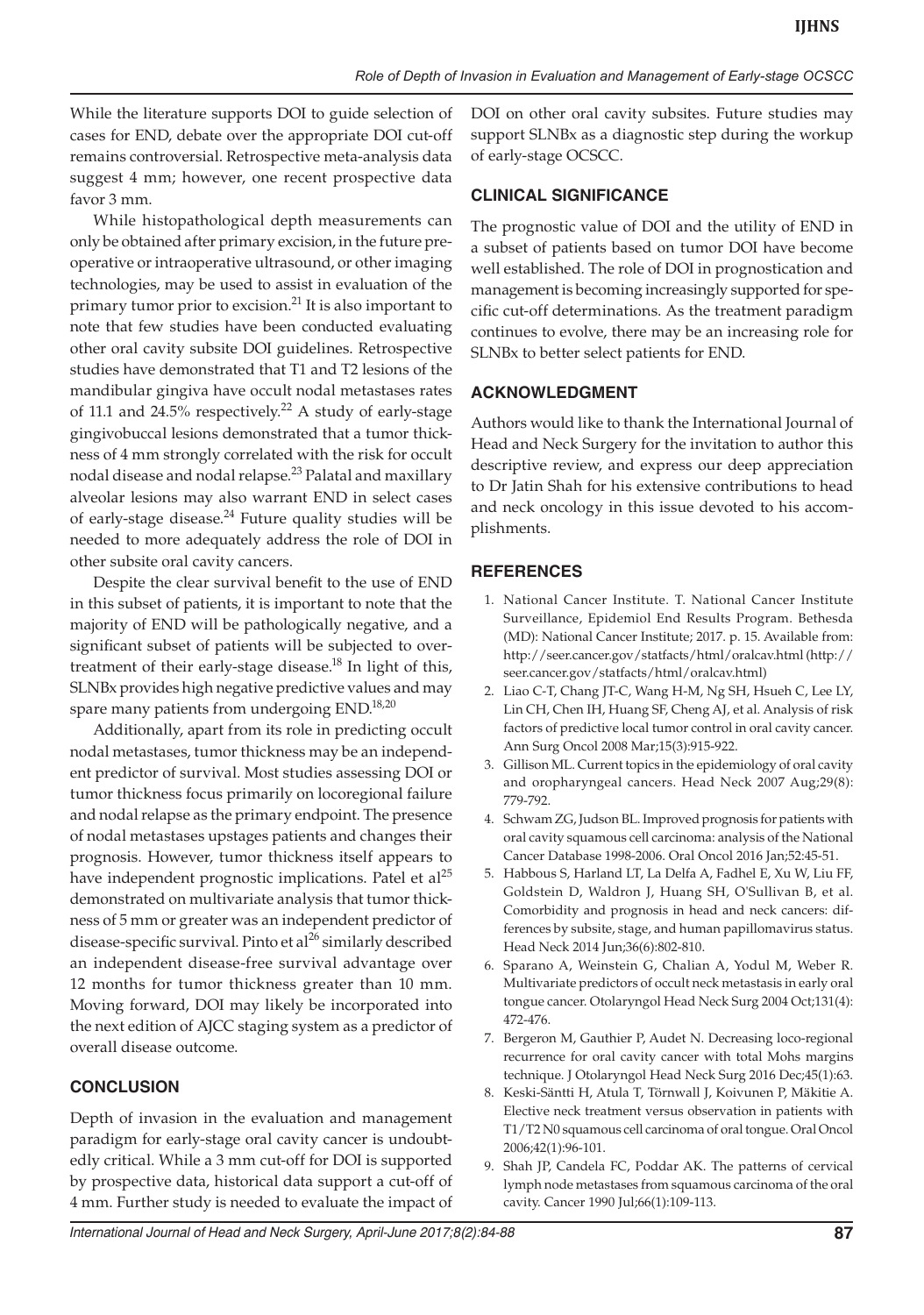While the literature supports DOI to guide selection of cases for END, debate over the appropriate DOI cut-off remains controversial. Retrospective meta-analysis data suggest 4 mm; however, one recent prospective data favor 3 mm.

While histopathological depth measurements can only be obtained after primary excision, in the future preoperative or intraoperative ultrasound, or other imaging technologies, may be used to assist in evaluation of the primary tumor prior to excision.[21] It is also important to note that few studies have been conducted evaluating other oral cavity subsite DOI guidelines. Retrospective studies have demonstrated that T1 and T2 lesions of the mandibular gingiva have occult nodal metastases rates of 11.1 and 24.5% respectively.[22] A study of early-stage gingivobuccal lesions demonstrated that a tumor thickness of 4 mm strongly correlated with the risk for occult nodal disease and nodal relapse.[23] Palatal and maxillary alveolar lesions may also warrant END in select cases of early-stage disease.[24] Future quality studies will be needed to more adequately address the role of DOI in other subsite oral cavity cancers.

Despite the clear survival benefit to the use of END in this subset of patients, it is important to note that the majority of END will be pathologically negative, and a significant subset of patients will be subjected to overtreatment of their early-stage disease.[18] In light of this, SLNBx provides high negative predictive values and may spare many patients from undergoing END.[18,20]

Additionally, apart from its role in predicting occult nodal metastases, tumor thickness may be an independent predictor of survival. Most studies assessing DOI or tumor thickness focus primarily on locoregional failure and nodal relapse as the primary endpoint. The presence of nodal metastases upstages patients and changes their prognosis. However, tumor thickness itself appears to have independent prognostic implications. Patel et al[25] demonstrated on multivariate analysis that tumor thickness of 5 mm or greater was an independent predictor of disease-specific survival. Pinto et al[26] similarly described an independent disease-free survival advantage over 12 months for tumor thickness greater than 10 mm. Moving forward, DOI may likely be incorporated into the next edition of AJCC staging system as a predictor of overall disease outcome.

## CONCLUSION

Depth of invasion in the evaluation and management paradigm for early-stage oral cavity cancer is undoubtedly critical. While a 3 mm cut-off for DOI is supported by prospective data, historical data support a cut-off of 4 mm. Further study is needed to evaluate the impact of DOI on other oral cavity subsites. Future studies may support SLNBx as a diagnostic step during the workup of early-stage OCSCC.

## CLINICAL SIGNIFICANCE

The prognostic value of DOI and the utility of END in a subset of patients based on tumor DOI have become well established. The role of DOI in prognostication and management is becoming increasingly supported for specific cut-off determinations. As the treatment paradigm continues to evolve, there may be an increasing role for SLNBx to better select patients for END.

## ACKNOWLEDGMENT

Authors would like to thank the International Journal of Head and Neck Surgery for the invitation to author this descriptive review, and express our deep appreciation to Dr Jatin Shah for his extensive contributions to head and neck oncology in this issue devoted to his accomplishments.

## REFERENCES

1. National Cancer Institute. T. National Cancer Institute Surveillance, Epidemiol End Results Program. Bethesda (MD): National Cancer Institute; 2017. p. 15. Available from: http://seer.cancer.gov/statfacts/html/oralcav.html (http://seer.cancer.gov/statfacts/html/oralcav.html)
2. Liao C-T, Chang JT-C, Wang H-M, Ng SH, Hsueh C, Lee LY, Lin CH, Chen IH, Huang SF, Cheng AJ, et al. Analysis of risk factors of predictive local tumor control in oral cavity cancer. Ann Surg Oncol 2008 Mar;15(3):915-922.
3. Gillison ML. Current topics in the epidemiology of oral cavity and oropharyngeal cancers. Head Neck 2007 Aug;29(8): 779-792.
4. Schwam ZG, Judson BL. Improved prognosis for patients with oral cavity squamous cell carcinoma: analysis of the National Cancer Database 1998-2006. Oral Oncol 2016 Jan;52:45-51.
5. Habbous S, Harland LT, La Delfa A, Fadhel E, Xu W, Liu FF, Goldstein D, Waldron J, Huang SH, O'Sullivan B, et al. Comorbidity and prognosis in head and neck cancers: differences by subsite, stage, and human papillomavirus status. Head Neck 2014 Jun;36(6):802-810.
6. Sparano A, Weinstein G, Chalian A, Yodul M, Weber R. Multivariate predictors of occult neck metastasis in early oral tongue cancer. Otolaryngol Head Neck Surg 2004 Oct;131(4): 472-476.
7. Bergeron M, Gauthier P, Audet N. Decreasing loco-regional recurrence for oral cavity cancer with total Mohs margins technique. J Otolaryngol Head Neck Surg 2016 Dec;45(1):63.
8. Keski-Säntti H, Atula T, Törnwall J, Koivunen P, Mäkitie A. Elective neck treatment versus observation in patients with T1/T2 N0 squamous cell carcinoma of oral tongue. Oral Oncol 2006;42(1):96-101.
9. Shah JP, Candela FC, Poddar AK. The patterns of cervical lymph node metastases from squamous carcinoma of the oral cavity. Cancer 1990 Jul;66(1):109-113.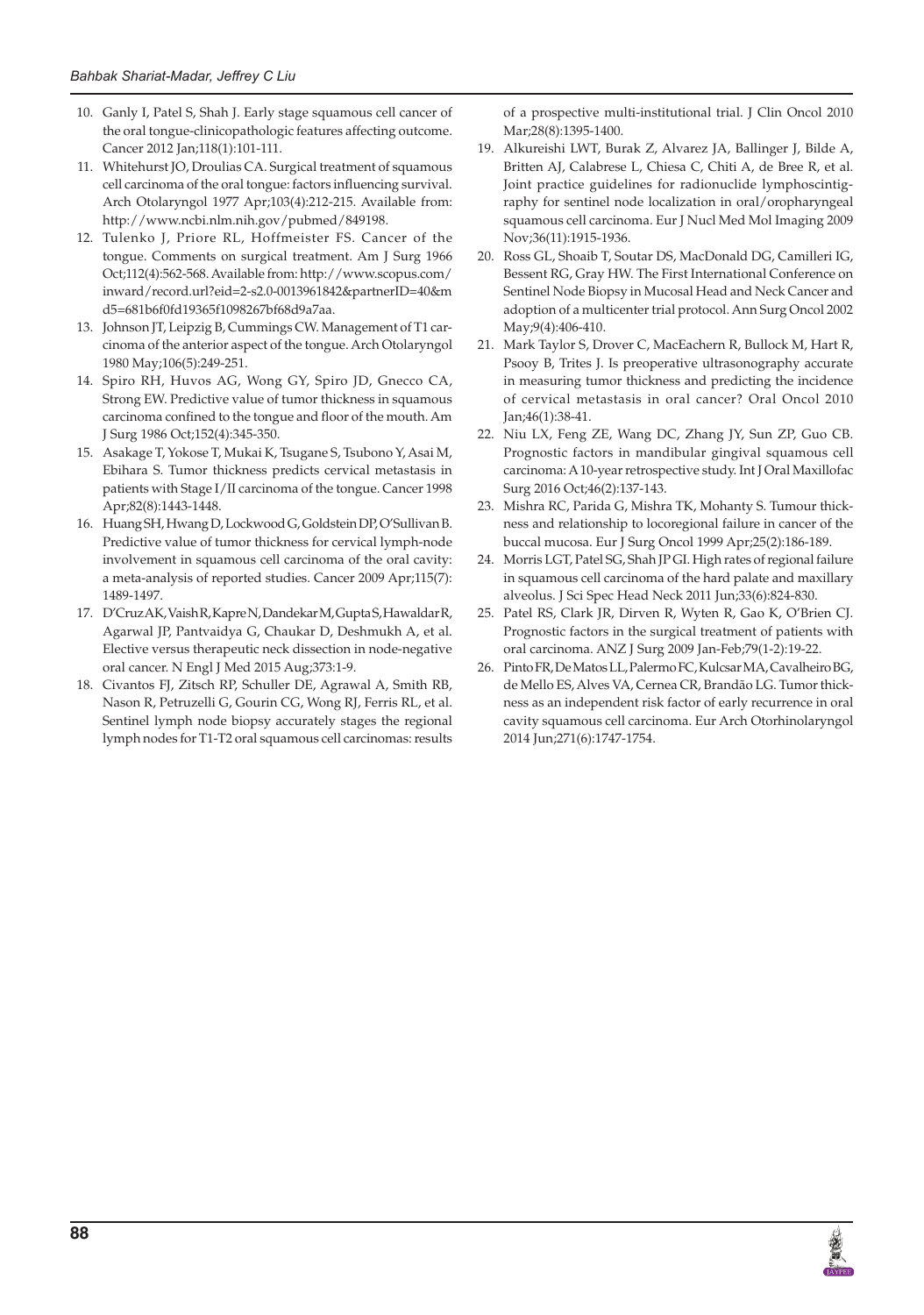10. Ganly I, Patel S, Shah J. Early stage squamous cell cancer of the oral tongue-clinicopathologic features affecting outcome. Cancer 2012 Jan;118(1):101-111.
11. Whitehurst JO, Droulias CA. Surgical treatment of squamous cell carcinoma of the oral tongue: factors influencing survival. Arch Otolaryngol 1977 Apr;103(4):212-215. Available from: http://www.ncbi.nlm.nih.gov/pubmed/849198.
12. Tulenko J, Priore RL, Hoffmeister FS. Cancer of the tongue. Comments on surgical treatment. Am J Surg 1966 Oct;112(4):562-568. Available from: http://www.scopus.com/inward/record.url?eid=2-s2.0-0013961842&partnerID=40&md5=681b6f0fd19365f1098267bf68d9a7aa.
13. Johnson JT, Leipzig B, Cummings CW. Management of T1 carcinoma of the anterior aspect of the tongue. Arch Otolaryngol 1980 May;106(5):249-251.
14. Spiro RH, Huvos AG, Wong GY, Spiro JD, Gnecco CA, Strong EW. Predictive value of tumor thickness in squamous carcinoma confined to the tongue and floor of the mouth. Am J Surg 1986 Oct;152(4):345-350.
15. Asakage T, Yokose T, Mukai K, Tsugane S, Tsubono Y, Asai M, Ebihara S. Tumor thickness predicts cervical metastasis in patients with Stage I/II carcinoma of the tongue. Cancer 1998 Apr;82(8):1443-1448.
16. Huang SH, Hwang D, Lockwood G, Goldstein DP, O'Sullivan B. Predictive value of tumor thickness for cervical lymph-node involvement in squamous cell carcinoma of the oral cavity: a meta-analysis of reported studies. Cancer 2009 Apr;115(7):1489-1497.
17. D'Cruz AK, Vaish R, Kapre N, Dandekar M, Gupta S, Hawaldar R, Agarwal JP, Pantvaidya G, Chaukar D, Deshmukh A, et al. Elective versus therapeutic neck dissection in node-negative oral cancer. N Engl J Med 2015 Aug;373:1-9.
18. Civantos FJ, Zitsch RP, Schuller DE, Agrawal A, Smith RB, Nason R, Petruzelli G, Gourin CG, Wong RJ, Ferris RL, et al. Sentinel lymph node biopsy accurately stages the regional lymph nodes for T1-T2 oral squamous cell carcinomas: results of a prospective multi-institutional trial. J Clin Oncol 2010 Mar;28(8):1395-1400.
19. Alkureishi LWT, Burak Z, Alvarez JA, Ballinger J, Bilde A, Britten AJ, Calabrese L, Chiesa C, Chiti A, de Bree R, et al. Joint practice guidelines for radionuclide lymphoscintigraphy for sentinel node localization in oral/oropharyngeal squamous cell carcinoma. Eur J Nucl Med Mol Imaging 2009 Nov;36(11):1915-1936.
20. Ross GL, Shoaib T, Soutar DS, MacDonald DG, Camilleri IG, Bessent RG, Gray HW. The First International Conference on Sentinel Node Biopsy in Mucosal Head and Neck Cancer and adoption of a multicenter trial protocol. Ann Surg Oncol 2002 May;9(4):406-410.
21. Mark Taylor S, Drover C, MacEachern R, Bullock M, Hart R, Psooy B, Trites J. Is preoperative ultrasonography accurate in measuring tumor thickness and predicting the incidence of cervical metastasis in oral cancer? Oral Oncol 2010 Jan;46(1):38-41.
22. Niu LX, Feng ZE, Wang DC, Zhang JY, Sun ZP, Guo CB. Prognostic factors in mandibular gingival squamous cell carcinoma: A 10-year retrospective study. Int J Oral Maxillofac Surg 2016 Oct;46(2):137-143.
23. Mishra RC, Parida G, Mishra TK, Mohanty S. Tumour thickness and relationship to locoregional failure in cancer of the buccal mucosa. Eur J Surg Oncol 1999 Apr;25(2):186-189.
24. Morris LGT, Patel SG, Shah JP GI. High rates of regional failure in squamous cell carcinoma of the hard palate and maxillary alveolus. J Sci Spec Head Neck 2011 Jun;33(6):824-830.
25. Patel RS, Clark JR, Dirven R, Wyten R, Gao K, O'Brien CJ. Prognostic factors in the surgical treatment of patients with oral carcinoma. ANZ J Surg 2009 Jan-Feb;79(1-2):19-22.
26. Pinto FR, De Matos LL, Palermo FC, Kulcsar MA, Cavalheiro BG, de Mello ES, Alves VA, Cernea CR, Brandão LG. Tumor thickness as an independent risk factor of early recurrence in oral cavity squamous cell carcinoma. Eur Arch Otorhinolaryngol 2014 Jun;271(6):1747-1754.